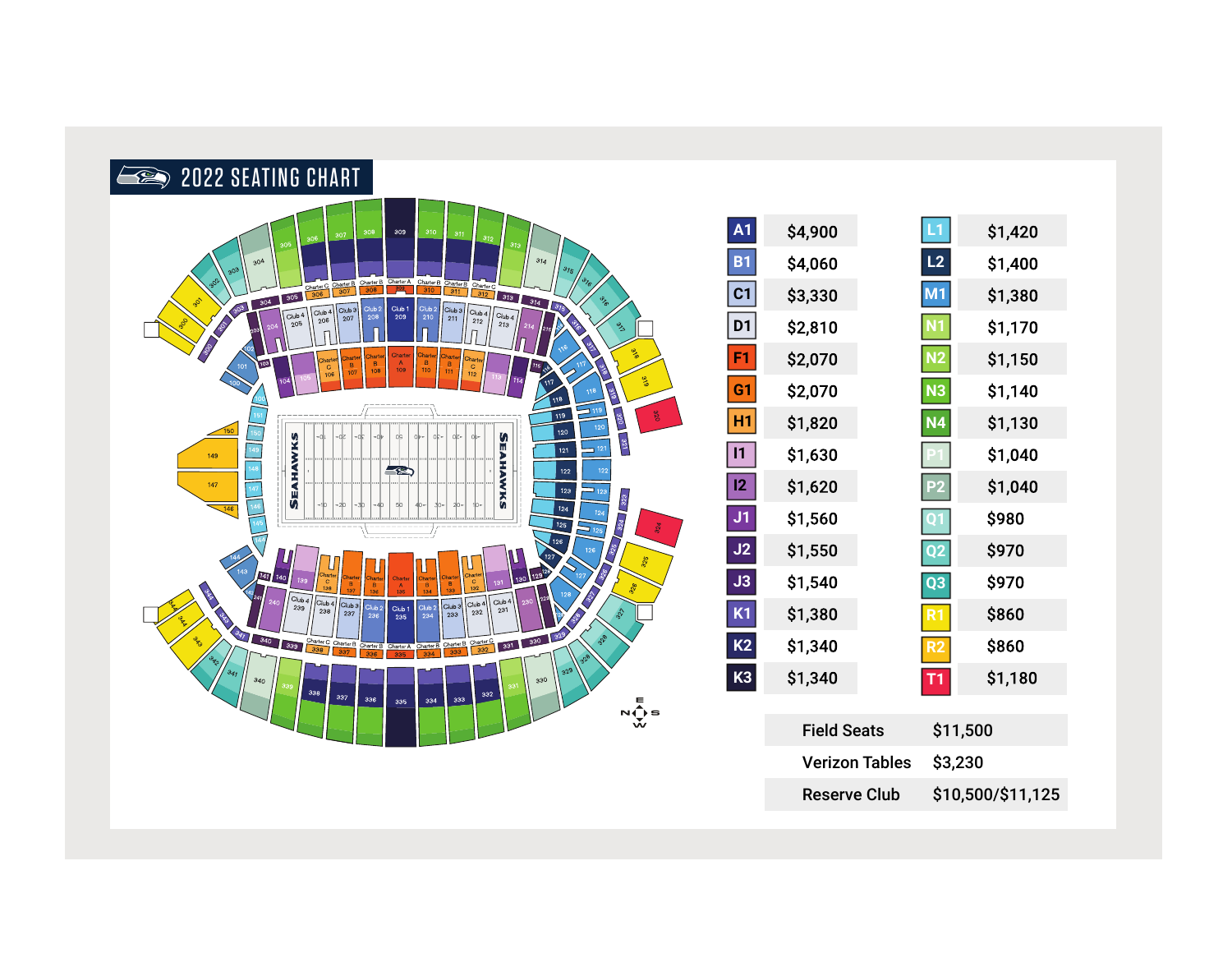# 2022 SEATING CHART

| Section | Price | Section | Price |
|---|---|---|---|
| A1 | $4,900 | L1 | $1,420 |
| B1 | $4,060 | L2 | $1,400 |
| C1 | $3,330 | M1 | $1,380 |
| D1 | $2,810 | N1 | $1,170 |
| F1 | $2,070 | N2 | $1,150 |
| G1 | $2,070 | N3 | $1,140 |
| H1 | $1,820 | N4 | $1,130 |
| I1 | $1,630 | P1 | $1,040 |
| I2 | $1,620 | P2 | $1,040 |
| J1 | $1,560 | Q1 | $980 |
| J2 | $1,550 | Q2 | $970 |
| J3 | $1,540 | Q3 | $970 |
| K1 | $1,380 | R1 | $860 |
| K2 | $1,340 | R2 | $860 |
| K3 | $1,340 | T1 | $1,180 |

| Seating | Price |
|---|---|
| Field Seats | $11,500 |
| Verizon Tables | $3,230 |
| Reserve Club | $10,500/$11,125 |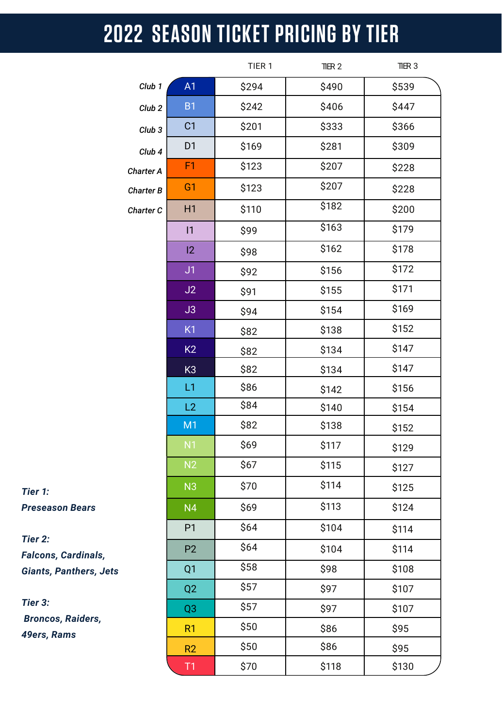# 2022 SEASON TICKET PRICING BY TIER

| | | TIER 1 | TIER 2 | TIER 3 |
|---|---|---|---|---|
| *Club 1* | A1 | $294 | $490 | $539 |
| *Club 2* | B1 | $242 | $406 | $447 |
| *Club 3* | C1 | $201 | $333 | $366 |
| *Club 4* | D1 | $169 | $281 | $309 |
| *Charter A* | F1 | $123 | $207 | $228 |
| *Charter B* | G1 | $123 | $207 | $228 |
| *Charter C* | H1 | $110 | $182 | $200 |
| | I1 | $99 | $163 | $179 |
| | I2 | $98 | $162 | $178 |
| | J1 | $92 | $156 | $172 |
| | J2 | $91 | $155 | $171 |
| | J3 | $94 | $154 | $169 |
| | K1 | $82 | $138 | $152 |
| | K2 | $82 | $134 | $147 |
| | K3 | $82 | $134 | $147 |
| | L1 | $86 | $142 | $156 |
| | L2 | $84 | $140 | $154 |
| | M1 | $82 | $138 | $152 |
| | N1 | $69 | $117 | $129 |
| | N2 | $67 | $115 | $127 |
| | N3 | $70 | $114 | $125 |
| | N4 | $69 | $113 | $124 |
| | P1 | $64 | $104 | $114 |
| | P2 | $64 | $104 | $114 |
| | Q1 | $58 | $98 | $108 |
| | Q2 | $57 | $97 | $107 |
| | Q3 | $57 | $97 | $107 |
| | R1 | $50 | $86 | $95 |
| | R2 | $50 | $86 | $95 |
| | T1 | $70 | $118 | $130 |

***Tier 1:***
***Preseason Bears***

***Tier 2:***
***Falcons, Cardinals, Giants, Panthers, Jets***

***Tier 3:***
***Broncos, Raiders, 49ers, Rams***